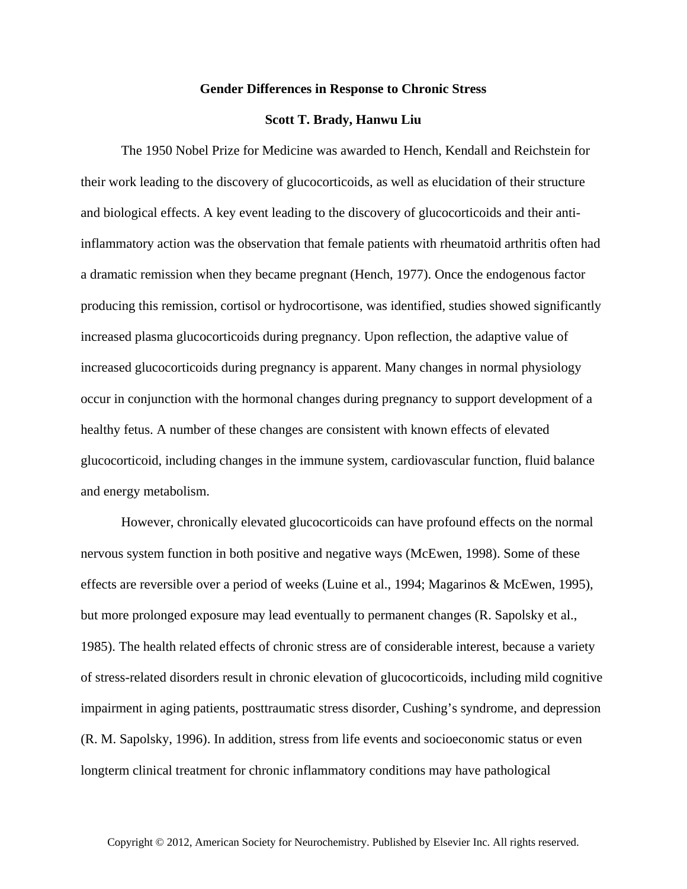# Gender Differences in Response to Chronic Stress

**Scott T. Brady, Hanwu Liu**

The 1950 Nobel Prize for Medicine was awarded to Hench, Kendall and Reichstein for their work leading to the discovery of glucocorticoids, as well as elucidation of their structure and biological effects. A key event leading to the discovery of glucocorticoids and their anti-inflammatory action was the observation that female patients with rheumatoid arthritis often had a dramatic remission when they became pregnant (Hench, 1977). Once the endogenous factor producing this remission, cortisol or hydrocortisone, was identified, studies showed significantly increased plasma glucocorticoids during pregnancy. Upon reflection, the adaptive value of increased glucocorticoids during pregnancy is apparent. Many changes in normal physiology occur in conjunction with the hormonal changes during pregnancy to support development of a healthy fetus. A number of these changes are consistent with known effects of elevated glucocorticoid, including changes in the immune system, cardiovascular function, fluid balance and energy metabolism.

However, chronically elevated glucocorticoids can have profound effects on the normal nervous system function in both positive and negative ways (McEwen, 1998). Some of these effects are reversible over a period of weeks (Luine et al., 1994; Magarinos & McEwen, 1995), but more prolonged exposure may lead eventually to permanent changes (R. Sapolsky et al., 1985). The health related effects of chronic stress are of considerable interest, because a variety of stress-related disorders result in chronic elevation of glucocorticoids, including mild cognitive impairment in aging patients, posttraumatic stress disorder, Cushing's syndrome, and depression (R. M. Sapolsky, 1996). In addition, stress from life events and socioeconomic status or even longterm clinical treatment for chronic inflammatory conditions may have pathological

Copyright © 2012, American Society for Neurochemistry. Published by Elsevier Inc. All rights reserved.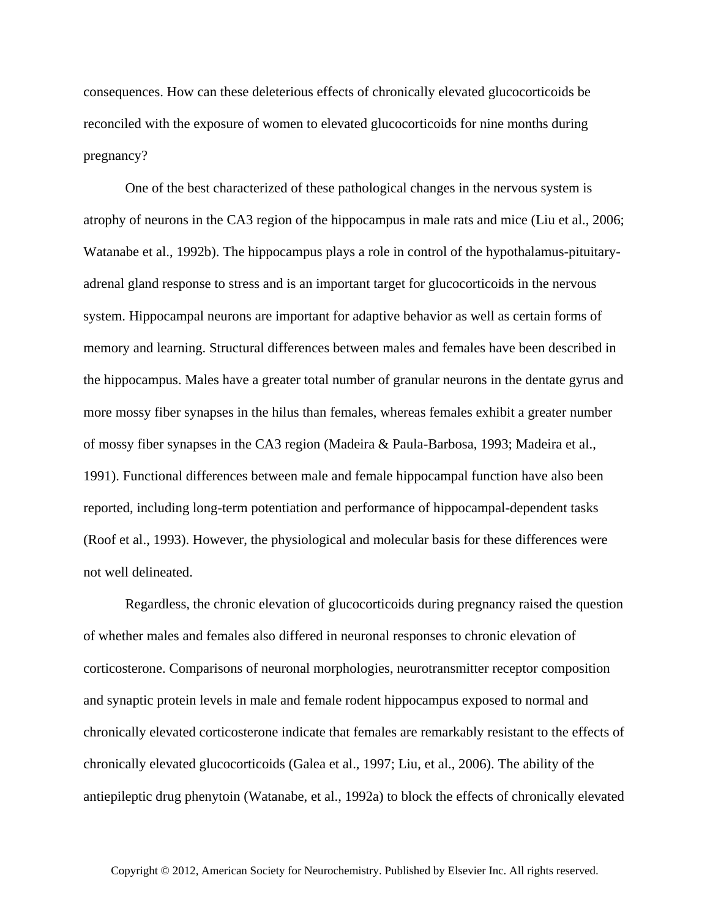consequences. How can these deleterious effects of chronically elevated glucocorticoids be reconciled with the exposure of women to elevated glucocorticoids for nine months during pregnancy?

One of the best characterized of these pathological changes in the nervous system is atrophy of neurons in the CA3 region of the hippocampus in male rats and mice (Liu et al., 2006; Watanabe et al., 1992b). The hippocampus plays a role in control of the hypothalamus-pituitary-adrenal gland response to stress and is an important target for glucocorticoids in the nervous system. Hippocampal neurons are important for adaptive behavior as well as certain forms of memory and learning. Structural differences between males and females have been described in the hippocampus. Males have a greater total number of granular neurons in the dentate gyrus and more mossy fiber synapses in the hilus than females, whereas females exhibit a greater number of mossy fiber synapses in the CA3 region (Madeira & Paula-Barbosa, 1993; Madeira et al., 1991). Functional differences between male and female hippocampal function have also been reported, including long-term potentiation and performance of hippocampal-dependent tasks (Roof et al., 1993). However, the physiological and molecular basis for these differences were not well delineated.

Regardless, the chronic elevation of glucocorticoids during pregnancy raised the question of whether males and females also differed in neuronal responses to chronic elevation of corticosterone. Comparisons of neuronal morphologies, neurotransmitter receptor composition and synaptic protein levels in male and female rodent hippocampus exposed to normal and chronically elevated corticosterone indicate that females are remarkably resistant to the effects of chronically elevated glucocorticoids (Galea et al., 1997; Liu, et al., 2006). The ability of the antiepileptic drug phenytoin (Watanabe, et al., 1992a) to block the effects of chronically elevated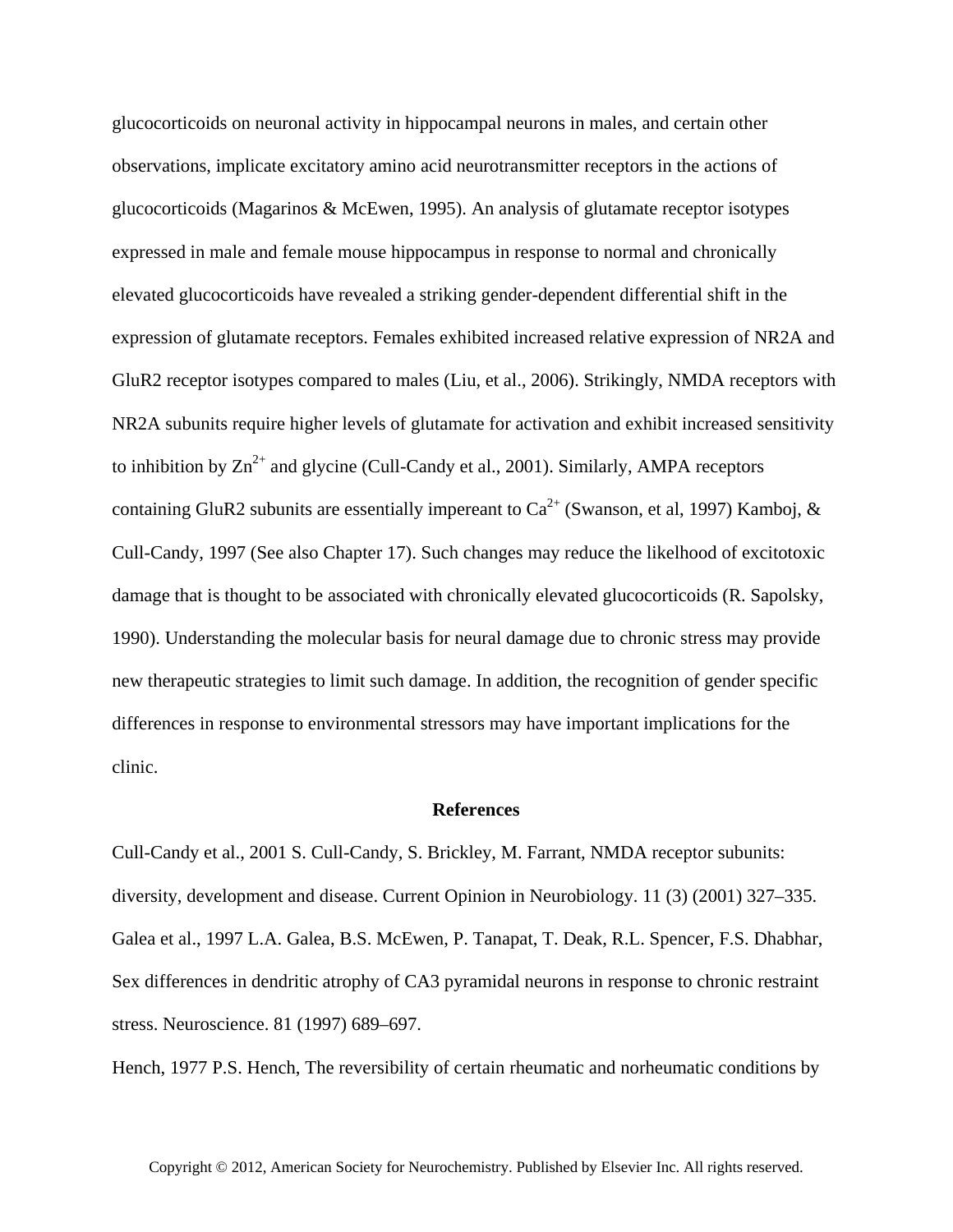glucocorticoids on neuronal activity in hippocampal neurons in males, and certain other observations, implicate excitatory amino acid neurotransmitter receptors in the actions of glucocorticoids (Magarinos & McEwen, 1995). An analysis of glutamate receptor isotypes expressed in male and female mouse hippocampus in response to normal and chronically elevated glucocorticoids have revealed a striking gender-dependent differential shift in the expression of glutamate receptors. Females exhibited increased relative expression of NR2A and GluR2 receptor isotypes compared to males (Liu, et al., 2006). Strikingly, NMDA receptors with NR2A subunits require higher levels of glutamate for activation and exhibit increased sensitivity to inhibition by $Zn^{2+}$ and glycine (Cull-Candy et al., 2001). Similarly, AMPA receptors containing GluR2 subunits are essentially impereant to $Ca^{2+}$ (Swanson, et al, 1997) Kamboj, & Cull-Candy, 1997 (See also Chapter 17). Such changes may reduce the likelihood of excitotoxic damage that is thought to be associated with chronically elevated glucocorticoids (R. Sapolsky, 1990). Understanding the molecular basis for neural damage due to chronic stress may provide new therapeutic strategies to limit such damage. In addition, the recognition of gender specific differences in response to environmental stressors may have important implications for the clinic.

## References

Cull-Candy et al., 2001 S. Cull-Candy, S. Brickley, M. Farrant, NMDA receptor subunits: diversity, development and disease. Current Opinion in Neurobiology. 11 (3) (2001) 327–335.

Galea et al., 1997 L.A. Galea, B.S. McEwen, P. Tanapat, T. Deak, R.L. Spencer, F.S. Dhabhar, Sex differences in dendritic atrophy of CA3 pyramidal neurons in response to chronic restraint stress. Neuroscience. 81 (1997) 689–697.

Hench, 1977 P.S. Hench, The reversibility of certain rheumatic and norheumatic conditions by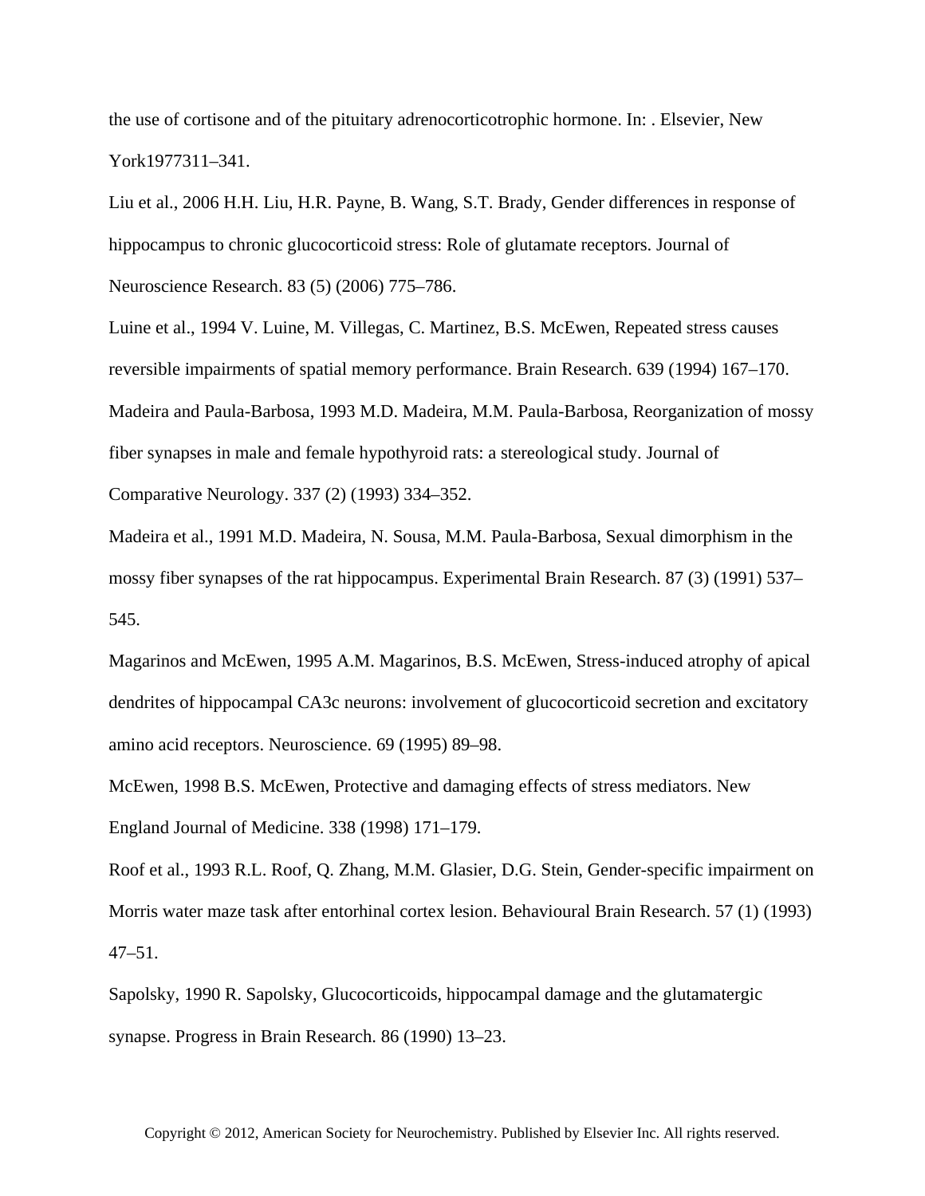the use of cortisone and of the pituitary adrenocorticotrophic hormone. In: . Elsevier, New York1977311–341.

Liu et al., 2006 H.H. Liu, H.R. Payne, B. Wang, S.T. Brady, Gender differences in response of hippocampus to chronic glucocorticoid stress: Role of glutamate receptors. Journal of Neuroscience Research. 83 (5) (2006) 775–786.

Luine et al., 1994 V. Luine, M. Villegas, C. Martinez, B.S. McEwen, Repeated stress causes reversible impairments of spatial memory performance. Brain Research. 639 (1994) 167–170.

Madeira and Paula-Barbosa, 1993 M.D. Madeira, M.M. Paula-Barbosa, Reorganization of mossy fiber synapses in male and female hypothyroid rats: a stereological study. Journal of Comparative Neurology. 337 (2) (1993) 334–352.

Madeira et al., 1991 M.D. Madeira, N. Sousa, M.M. Paula-Barbosa, Sexual dimorphism in the mossy fiber synapses of the rat hippocampus. Experimental Brain Research. 87 (3) (1991) 537–545.

Magarinos and McEwen, 1995 A.M. Magarinos, B.S. McEwen, Stress-induced atrophy of apical dendrites of hippocampal CA3c neurons: involvement of glucocorticoid secretion and excitatory amino acid receptors. Neuroscience. 69 (1995) 89–98.

McEwen, 1998 B.S. McEwen, Protective and damaging effects of stress mediators. New England Journal of Medicine. 338 (1998) 171–179.

Roof et al., 1993 R.L. Roof, Q. Zhang, M.M. Glasier, D.G. Stein, Gender-specific impairment on Morris water maze task after entorhinal cortex lesion. Behavioural Brain Research. 57 (1) (1993) 47–51.

Sapolsky, 1990 R. Sapolsky, Glucocorticoids, hippocampal damage and the glutamatergic synapse. Progress in Brain Research. 86 (1990) 13–23.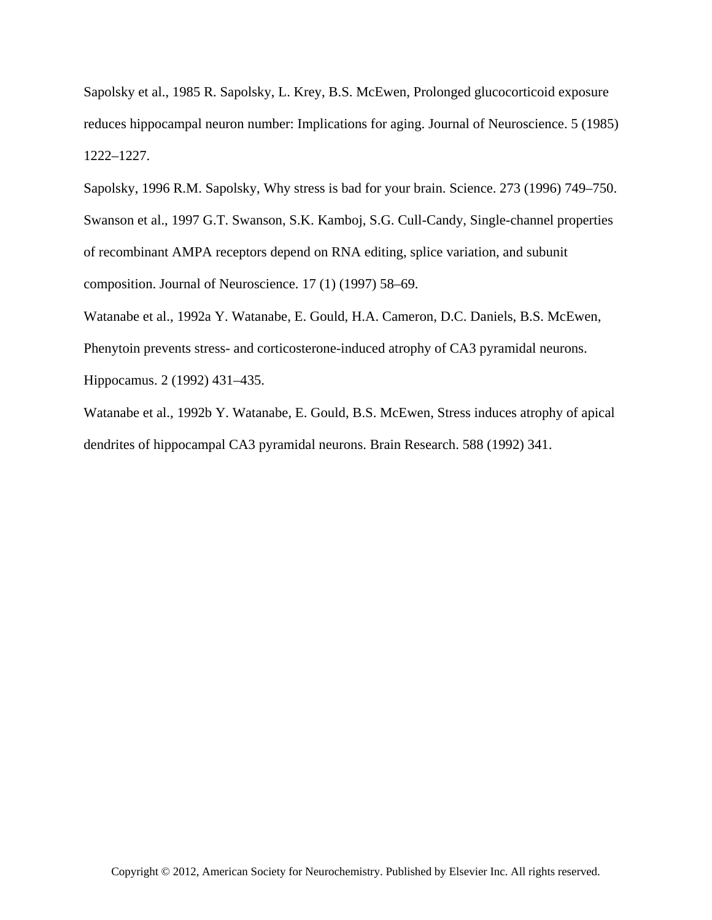Sapolsky et al., 1985 R. Sapolsky, L. Krey, B.S. McEwen, Prolonged glucocorticoid exposure reduces hippocampal neuron number: Implications for aging. Journal of Neuroscience. 5 (1985) 1222–1227.

Sapolsky, 1996 R.M. Sapolsky, Why stress is bad for your brain. Science. 273 (1996) 749–750.

Swanson et al., 1997 G.T. Swanson, S.K. Kamboj, S.G. Cull-Candy, Single-channel properties of recombinant AMPA receptors depend on RNA editing, splice variation, and subunit composition. Journal of Neuroscience. 17 (1) (1997) 58–69.

Watanabe et al., 1992a Y. Watanabe, E. Gould, H.A. Cameron, D.C. Daniels, B.S. McEwen, Phenytoin prevents stress- and corticosterone-induced atrophy of CA3 pyramidal neurons. Hippocamus. 2 (1992) 431–435.

Watanabe et al., 1992b Y. Watanabe, E. Gould, B.S. McEwen, Stress induces atrophy of apical dendrites of hippocampal CA3 pyramidal neurons. Brain Research. 588 (1992) 341.

Copyright © 2012, American Society for Neurochemistry. Published by Elsevier Inc. All rights reserved.